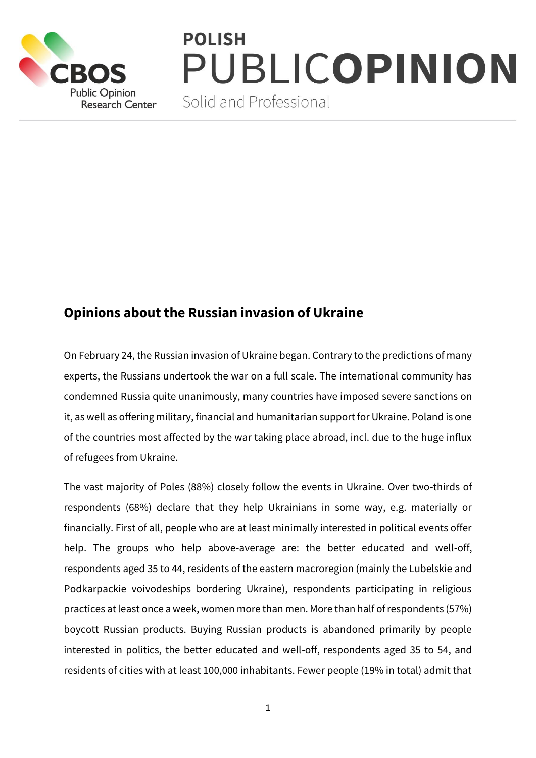# Opinions about the Russian invasion of Ukraine

On February 24, the Russian invasion of Ukraine began. Contrary to the predictions of many experts, the Russians undertook the war on a full scale. The international community has condemned Russia quite unanimously, many countries have imposed severe sanctions on it, as well as offering military, financial and humanitarian support for Ukraine. Poland is one of the countries most affected by the war taking place abroad, incl. due to the huge influx of refugees from Ukraine.

The vast majority of Poles (88%) closely follow the events in Ukraine. Over two-thirds of respondents (68%) declare that they help Ukrainians in some way, e.g. materially or financially. First of all, people who are at least minimally interested in political events offer help. The groups who help above-average are: the better educated and well-off, respondents aged 35 to 44, residents of the eastern macroregion (mainly the Lubelskie and Podkarpackie voivodeships bordering Ukraine), respondents participating in religious practices at least once a week, women more than men. More than half of respondents (57%) boycott Russian products. Buying Russian products is abandoned primarily by people interested in politics, the better educated and well-off, respondents aged 35 to 54, and residents of cities with at least 100,000 inhabitants. Fewer people (19% in total) admit that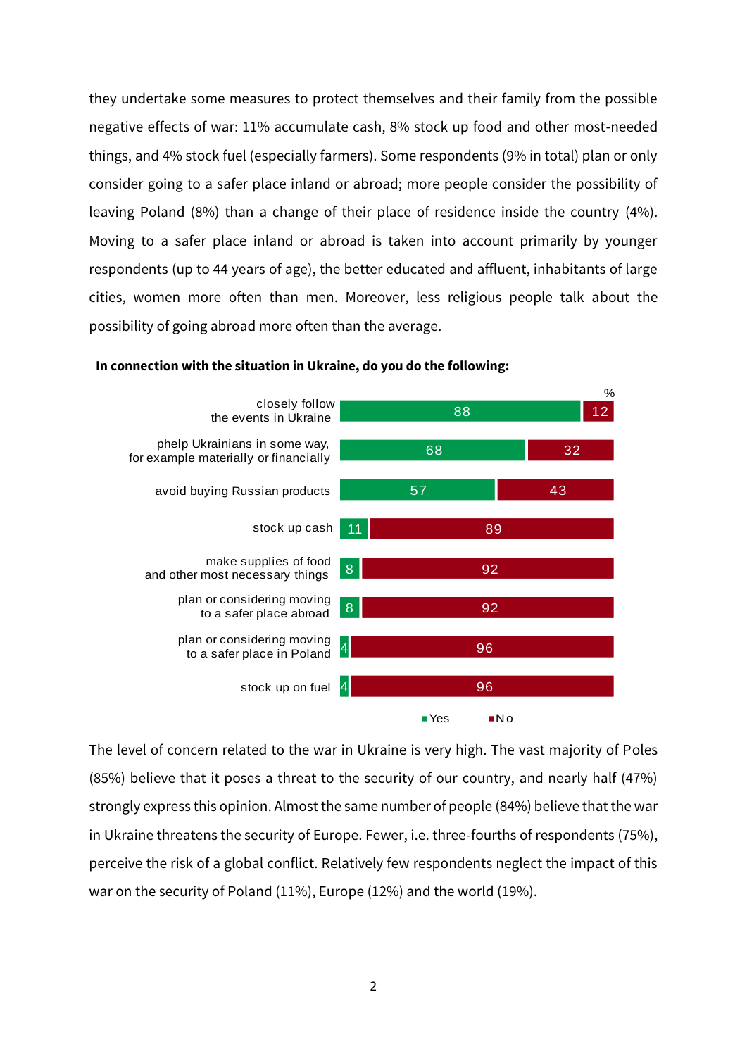they undertake some measures to protect themselves and their family from the possible negative effects of war: 11% accumulate cash, 8% stock up food and other most-needed things, and 4% stock fuel (especially farmers). Some respondents (9% in total) plan or only consider going to a safer place inland or abroad; more people consider the possibility of leaving Poland (8%) than a change of their place of residence inside the country (4%). Moving to a safer place inland or abroad is taken into account primarily by younger respondents (up to 44 years of age), the better educated and affluent, inhabitants of large cities, women more often than men. Moreover, less religious people talk about the possibility of going abroad more often than the average.

**In connection with the situation in Ukraine, do you do the following:**

%

closely follow the events in Ukraine 88 12

phelp Ukrainians in some way, for example materially or financially 68 32

avoid buying Russian products 57 43

stock up cash 11 89

make supplies of food and other most necessary things 8 92

plan or considering moving to a safer place abroad 8 92

plan or considering moving to a safer place in Poland 4 96

stock up on fuel 4 96

Yes No

The level of concern related to the war in Ukraine is very high. The vast majority of Poles (85%) believe that it poses a threat to the security of our country, and nearly half (47%) strongly express this opinion. Almost the same number of people (84%) believe that the war in Ukraine threatens the security of Europe. Fewer, i.e. three-fourths of respondents (75%), perceive the risk of a global conflict. Relatively few respondents neglect the impact of this war on the security of Poland (11%), Europe (12%) and the world (19%).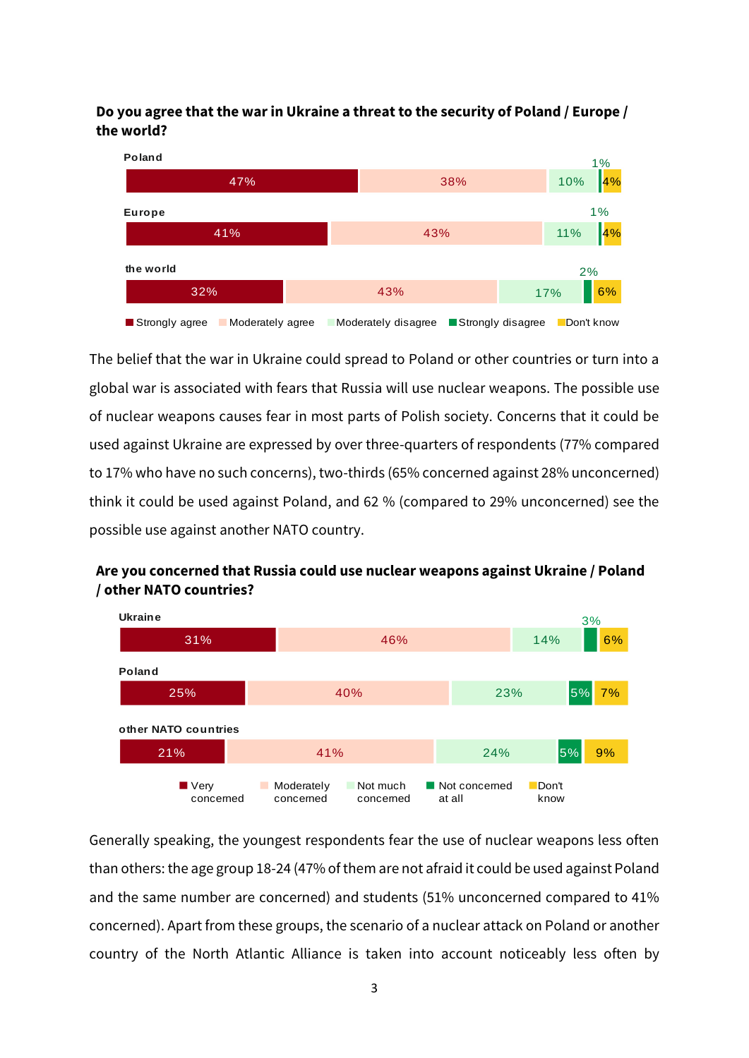**Do you agree that the war in Ukraine a threat to the security of Poland / Europe / the world?**

| | Strongly agree | Moderately agree | Moderately disagree | Strongly disagree | Don't know |
|---|---|---|---|---|---|
| Poland | 47% | 38% | 10% | 1% | 4% |
| Europe | 41% | 43% | 11% | 1% | 4% |
| the world | 32% | 43% | 17% | 2% | 6% |

The belief that the war in Ukraine could spread to Poland or other countries or turn into a global war is associated with fears that Russia will use nuclear weapons. The possible use of nuclear weapons causes fear in most parts of Polish society. Concerns that it could be used against Ukraine are expressed by over three-quarters of respondents (77% compared to 17% who have no such concerns), two-thirds (65% concerned against 28% unconcerned) think it could be used against Poland, and 62 % (compared to 29% unconcerned) see the possible use against another NATO country.

**Are you concerned that Russia could use nuclear weapons against Ukraine / Poland / other NATO countries?**

| | Very concerned | Moderately concerned | Not much concerned | Not concerned at all | Don't know |
|---|---|---|---|---|---|
| Ukraine | 31% | 46% | 14% | 3% | 6% |
| Poland | 25% | 40% | 23% | 5% | 7% |
| other NATO countries | 21% | 41% | 24% | 5% | 9% |

Generally speaking, the youngest respondents fear the use of nuclear weapons less often than others: the age group 18-24 (47% of them are not afraid it could be used against Poland and the same number are concerned) and students (51% unconcerned compared to 41% concerned). Apart from these groups, the scenario of a nuclear attack on Poland or another country of the North Atlantic Alliance is taken into account noticeably less often by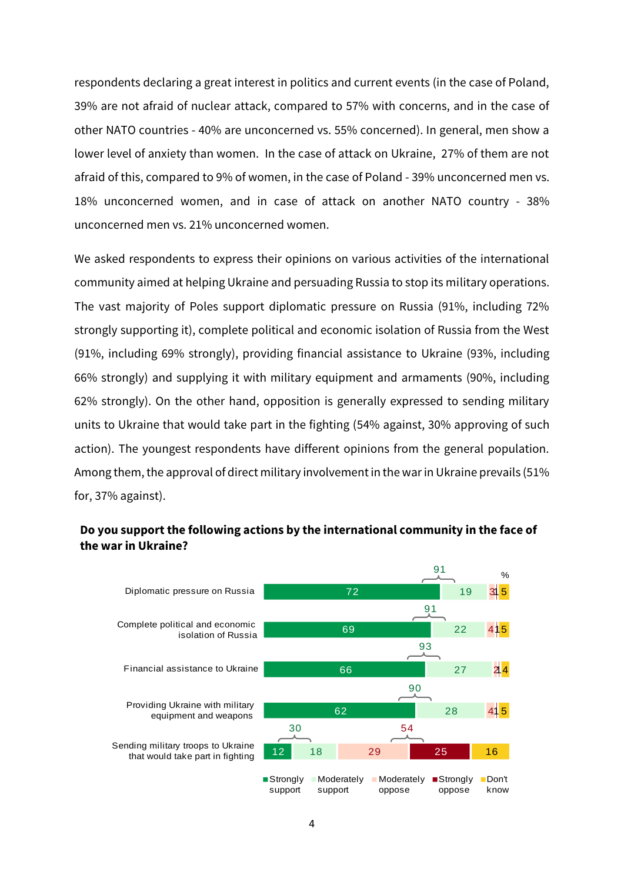respondents declaring a great interest in politics and current events (in the case of Poland, 39% are not afraid of nuclear attack, compared to 57% with concerns, and in the case of other NATO countries - 40% are unconcerned vs. 55% concerned). In general, men show a lower level of anxiety than women. In the case of attack on Ukraine, 27% of them are not afraid of this, compared to 9% of women, in the case of Poland - 39% unconcerned men vs. 18% unconcerned women, and in case of attack on another NATO country - 38% unconcerned men vs. 21% unconcerned women.

We asked respondents to express their opinions on various activities of the international community aimed at helping Ukraine and persuading Russia to stop its military operations. The vast majority of Poles support diplomatic pressure on Russia (91%, including 72% strongly supporting it), complete political and economic isolation of Russia from the West (91%, including 69% strongly), providing financial assistance to Ukraine (93%, including 66% strongly) and supplying it with military equipment and armaments (90%, including 62% strongly). On the other hand, opposition is generally expressed to sending military units to Ukraine that would take part in the fighting (54% against, 30% approving of such action). The youngest respondents have different opinions from the general population. Among them, the approval of direct military involvement in the war in Ukraine prevails (51% for, 37% against).

**Do you support the following actions by the international community in the face of the war in Ukraine?**

%

Diplomatic pressure on Russia: 72, 19, 3, 1, 5 (91)

Complete political and economic isolation of Russia: 69, 22, 4, 1, 5 (91)

Financial assistance to Ukraine: 66, 27, 2, 1, 4 (93)

Providing Ukraine with military equipment and weapons: 62, 28, 4, 1, 5 (90)

Sending military troops to Ukraine that would take part in fighting: 12, 18, 29, 25, 16 (30; 54)

Strongly support | Moderately support | Moderately oppose | Strongly oppose | Don't know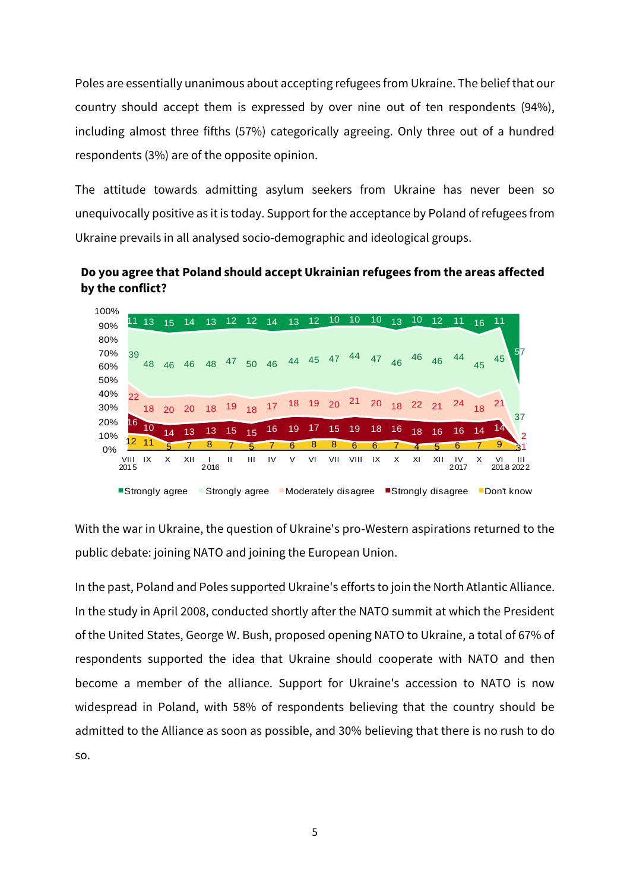Poles are essentially unanimous about accepting refugees from Ukraine. The belief that our country should accept them is expressed by over nine out of ten respondents (94%), including almost three fifths (57%) categorically agreeing. Only three out of a hundred respondents (3%) are of the opposite opinion.

The attitude towards admitting asylum seekers from Ukraine has never been so unequivocally positive as it is today. Support for the acceptance by Poland of refugees from Ukraine prevails in all analysed socio-demographic and ideological groups.

**Do you agree that Poland should accept Ukrainian refugees from the areas affected by the conflict?**

100%
90%
80%
70%
60%
50%
40%
30%
20%
10%
0%

11 13 15 14 13 12 12 14 13 12 10 10 10 13 10 12 11 16 11 57

39 48 46 46 48 47 50 46 44 45 47 44 47 46 46 46 44 45 45 37

22 18 20 20 18 19 18 17 18 19 20 21 20 18 22 21 24 18 21 2

16 10 14 13 13 15 15 16 19 17 15 19 18 16 18 16 16 14 14 1

12 11 5 7 8 7 5 7 6 8 8 6 6 7 4 5 6 7 9 3

VIII 2015, IX, X, XII, I 2016, II, III, IV, V, VI, VII, VIII, IX, X, XI, XII, IV 2017, X, VI 2018, III 2022

Strongly agree · Strongly agree · Moderately disagree · Strongly disagree · Don't know

With the war in Ukraine, the question of Ukraine's pro-Western aspirations returned to the public debate: joining NATO and joining the European Union.

In the past, Poland and Poles supported Ukraine's efforts to join the North Atlantic Alliance. In the study in April 2008, conducted shortly after the NATO summit at which the President of the United States, George W. Bush, proposed opening NATO to Ukraine, a total of 67% of respondents supported the idea that Ukraine should cooperate with NATO and then become a member of the alliance. Support for Ukraine's accession to NATO is now widespread in Poland, with 58% of respondents believing that the country should be admitted to the Alliance as soon as possible, and 30% believing that there is no rush to do so.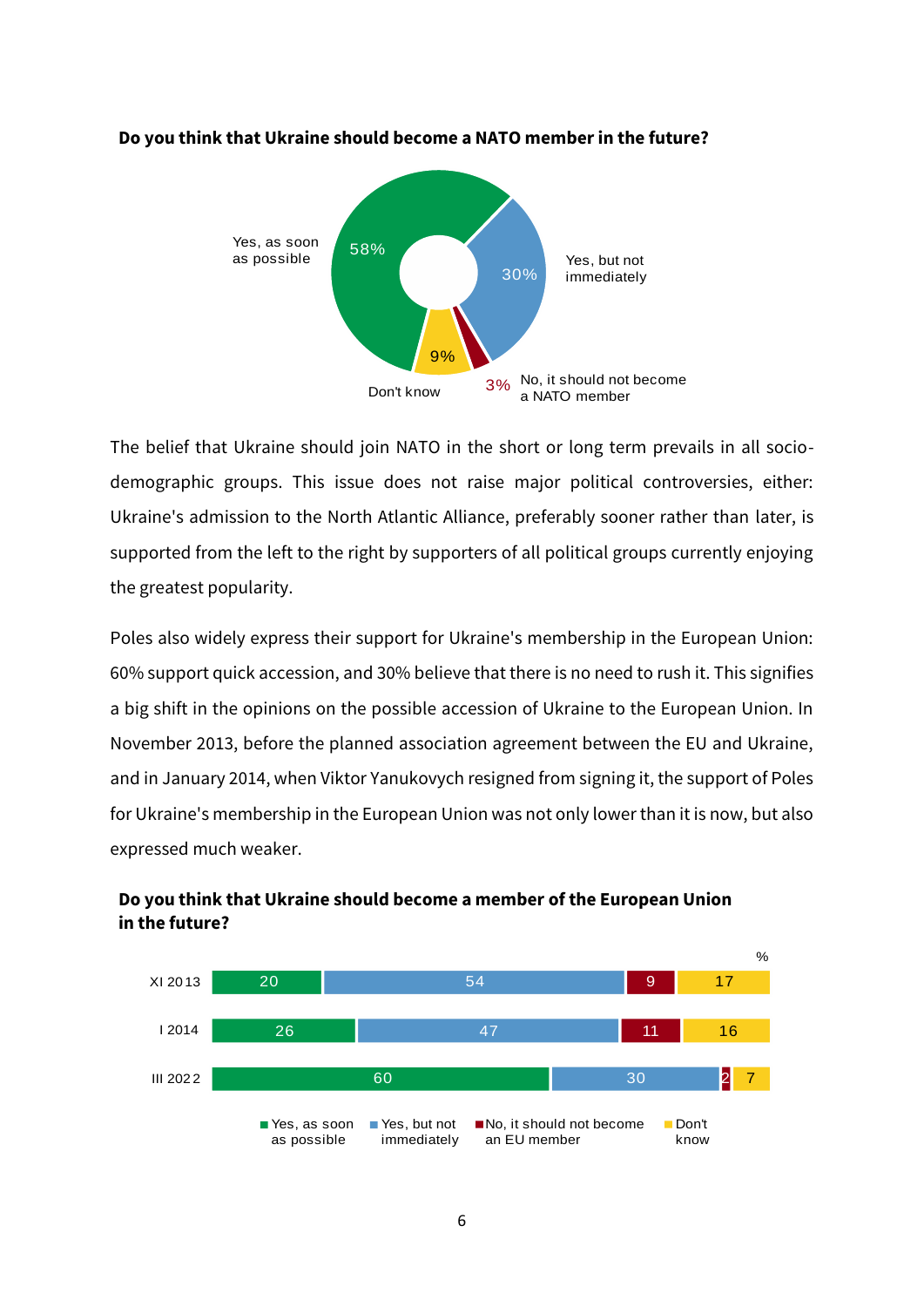**Do you think that Ukraine should become a NATO member in the future?**

Yes, as soon as possible 58%

Yes, but not immediately 30%

No, it should not become a NATO member 3%

Don't know 9%

The belief that Ukraine should join NATO in the short or long term prevails in all socio-demographic groups. This issue does not raise major political controversies, either: Ukraine's admission to the North Atlantic Alliance, preferably sooner rather than later, is supported from the left to the right by supporters of all political groups currently enjoying the greatest popularity.

Poles also widely express their support for Ukraine's membership in the European Union: 60% support quick accession, and 30% believe that there is no need to rush it. This signifies a big shift in the opinions on the possible accession of Ukraine to the European Union. In November 2013, before the planned association agreement between the EU and Ukraine, and in January 2014, when Viktor Yanukovych resigned from signing it, the support of Poles for Ukraine's membership in the European Union was not only lower than it is now, but also expressed much weaker.

**Do you think that Ukraine should become a member of the European Union in the future?**

%

XI 2013: 20, 54, 9, 17

I 2014: 26, 47, 11, 16

III 2022: 60, 30, 2, 7

Yes, as soon as possible | Yes, but not immediately | No, it should not become an EU member | Don't know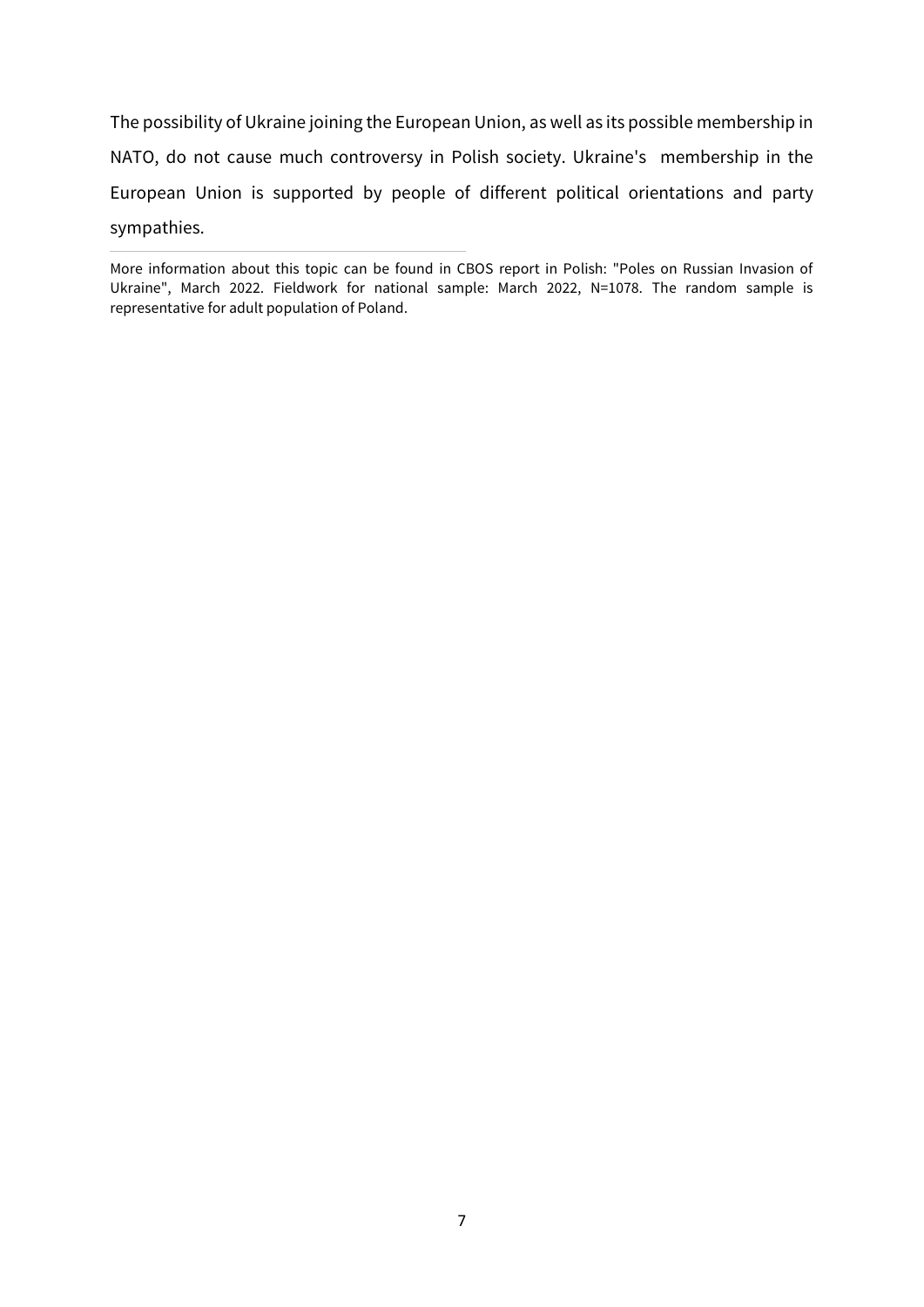The possibility of Ukraine joining the European Union, as well as its possible membership in NATO, do not cause much controversy in Polish society. Ukraine's membership in the European Union is supported by people of different political orientations and party sympathies.

---

More information about this topic can be found in CBOS report in Polish: "Poles on Russian Invasion of Ukraine", March 2022. Fieldwork for national sample: March 2022, N=1078. The random sample is representative for adult population of Poland.